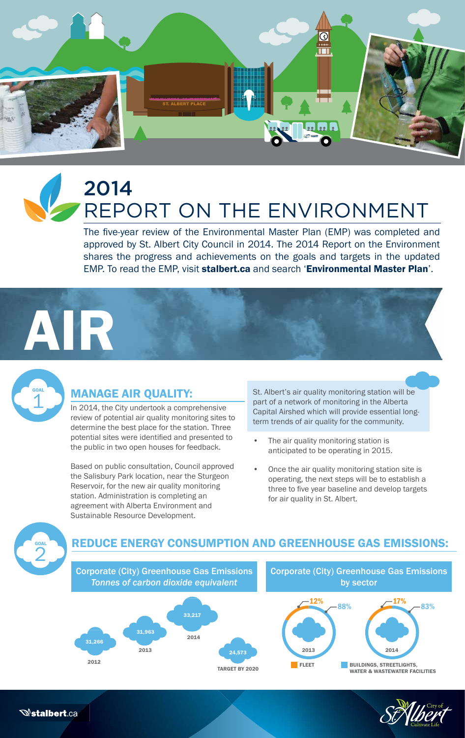# 2014 REPORT ON THE ENVIRONMENT

The five-year review of the Environmental Master Plan (EMP) was completed and approved by St. Albert City Council in 2014. The 2014 Report on the Environment shares the progress and achievements on the goals and targets in the updated EMP. To read the EMP, visit **stalbert.ca** and search '**Environmental Master Plan**'.

# AIR

## GOAL 1 — MANAGE AIR QUALITY:

In 2014, the City undertook a comprehensive review of potential air quality monitoring sites to determine the best place for the station. Three potential sites were identified and presented to the public in two open houses for feedback.

Based on public consultation, Council approved the Salisbury Park location, near the Sturgeon Reservoir, for the new air quality monitoring station. Administration is completing an agreement with Alberta Environment and Sustainable Resource Development.

St. Albert's air quality monitoring station will be part of a network of monitoring in the Alberta Capital Airshed which will provide essential long-term trends of air quality for the community.

- The air quality monitoring station is anticipated to be operating in 2015.
- Once the air quality monitoring station site is operating, the next steps will be to establish a three to five year baseline and develop targets for air quality in St. Albert.

## GOAL 2 — REDUCE ENERGY CONSUMPTION AND GREENHOUSE GAS EMISSIONS:

**Corporate (City) Greenhouse Gas Emissions**
*Tonnes of carbon dioxide equivalent*

| Year | Emissions |
|---|---|
| 2012 | 31,266 |
| 2013 | 31,963 |
| 2014 | 33,217 |
| TARGET BY 2020 | 24,573 |

**Corporate (City) Greenhouse Gas Emissions by sector**

| Sector | 2013 | 2014 |
|---|---|---|
| FLEET | 12% | 17% |
| BUILDINGS, STREETLIGHTS, WATER & WASTEWATER FACILITIES | 88% | 83% |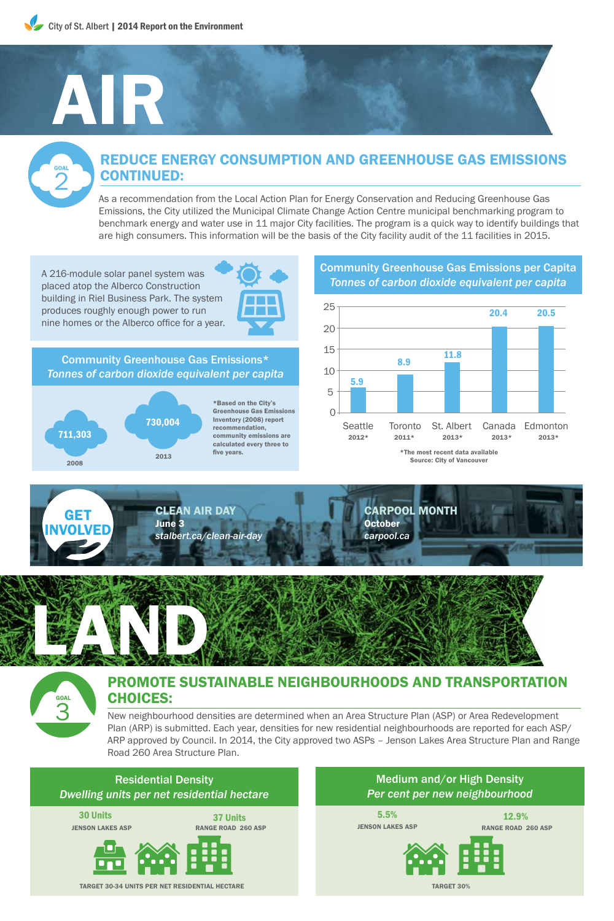# AIR

## GOAL 2

## REDUCE ENERGY CONSUMPTION AND GREENHOUSE GAS EMISSIONS CONTINUED:

As a recommendation from the Local Action Plan for Energy Conservation and Reducing Greenhouse Gas Emissions, the City utilized the Municipal Climate Change Action Centre municipal benchmarking program to benchmark energy and water use in 11 major City facilities. The program is a quick way to identify buildings that are high consumers. This information will be the basis of the City facility audit of the 11 facilities in 2015.

A 216-module solar panel system was placed atop the Alberco Construction building in Riel Business Park. The system produces roughly enough power to run nine homes or the Alberco office for a year.

### Community Greenhouse Gas Emissions*
*Tonnes of carbon dioxide equivalent per capita*

| 2008 | 2013 |
|---|---|
| 711,303 | 730,004 |

*Based on the City's Greenhouse Gas Emissions Inventory (2008) report recommendation, community emissions are calculated every three to five years.

### Community Greenhouse Gas Emissions per Capita
*Tonnes of carbon dioxide equivalent per capita*

| Location | Value |
|---|---|
| Seattle 2012* | 5.9 |
| Toronto 2011* | 8.9 |
| St. Albert 2013* | 11.8 |
| Canada 2013* | 20.4 |
| Edmonton 2013* | 20.5 |

*The most recent data available
Source: City of Vancouver

### GET INVOLVED

**CLEAN AIR DAY**
**June 3**
*stalbert.ca/clean-air-day*

**CARPOOL MONTH**
**October**
*carpool.ca*

# LAND

## GOAL 3

## PROMOTE SUSTAINABLE NEIGHBOURHOODS AND TRANSPORTATION CHOICES:

New neighbourhood densities are determined when an Area Structure Plan (ASP) or Area Redevelopment Plan (ARP) is submitted. Each year, densities for new residential neighbourhoods are reported for each ASP/ARP approved by Council. In 2014, the City approved two ASPs – Jenson Lakes Area Structure Plan and Range Road 260 Area Structure Plan.

### Residential Density
*Dwelling units per net residential hectare*

| Jenson Lakes ASP | Range Road 260 ASP |
|---|---|
| 30 Units | 37 Units |

TARGET 30-34 UNITS PER NET RESIDENTIAL HECTARE

### Medium and/or High Density
*Per cent per new neighbourhood*

| Jenson Lakes ASP | Range Road 260 ASP |
|---|---|
| 5.5% | 12.9% |

TARGET 30%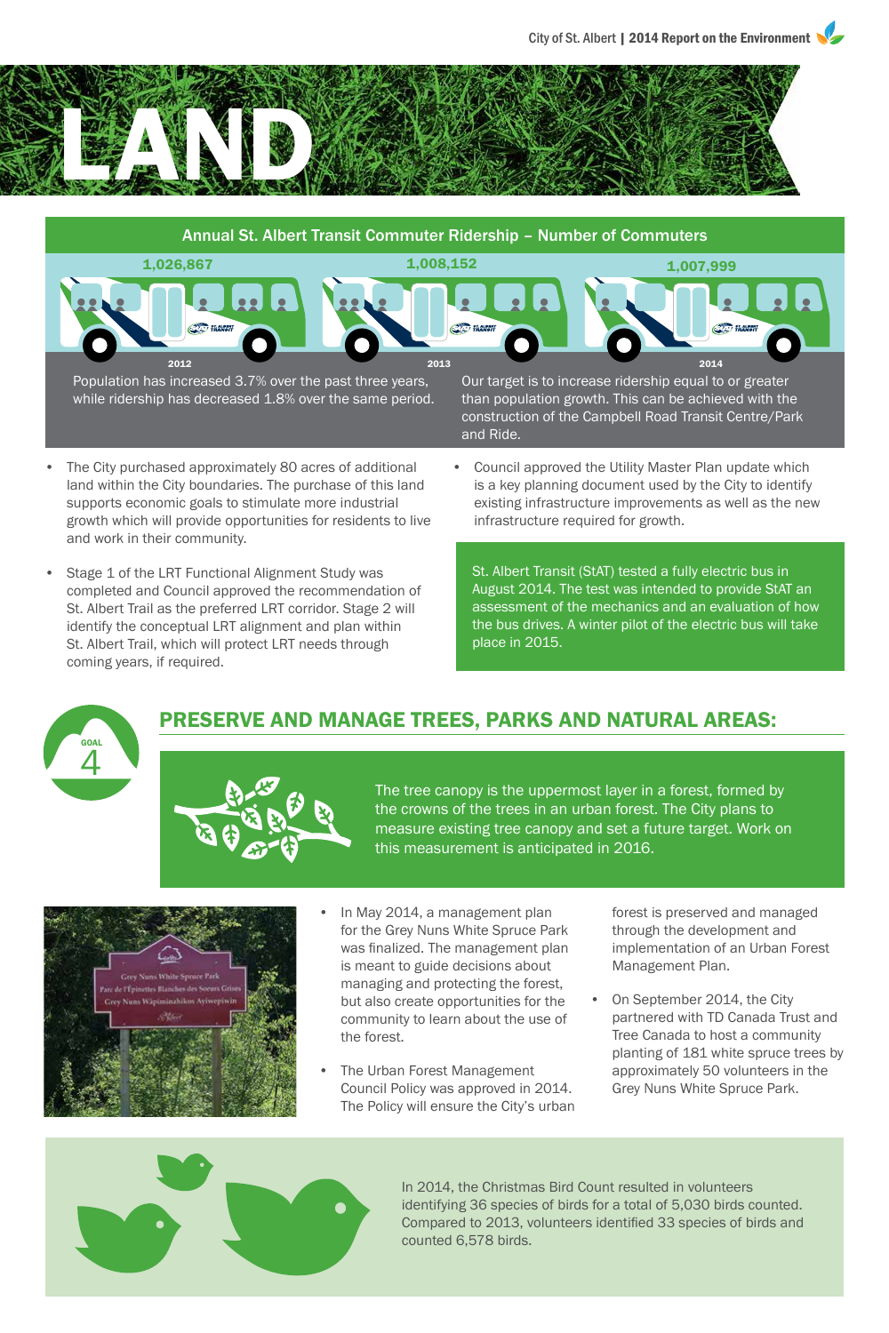# LAND

## Annual St. Albert Transit Commuter Ridership – Number of Commuters

| 2012 | 2013 | 2014 |
|---|---|---|
| 1,026,867 | 1,008,152 | 1,007,999 |

Population has increased 3.7% over the past three years, while ridership has decreased 1.8% over the same period.

Our target is to increase ridership equal to or greater than population growth. This can be achieved with the construction of the Campbell Road Transit Centre/Park and Ride.

- The City purchased approximately 80 acres of additional land within the City boundaries. The purchase of this land supports economic goals to stimulate more industrial growth which will provide opportunities for residents to live and work in their community.
- Stage 1 of the LRT Functional Alignment Study was completed and Council approved the recommendation of St. Albert Trail as the preferred LRT corridor. Stage 2 will identify the conceptual LRT alignment and plan within St. Albert Trail, which will protect LRT needs through coming years, if required.
- Council approved the Utility Master Plan update which is a key planning document used by the City to identify existing infrastructure improvements as well as the new infrastructure required for growth.

St. Albert Transit (StAT) tested a fully electric bus in August 2014. The test was intended to provide StAT an assessment of the mechanics and an evaluation of how the bus drives. A winter pilot of the electric bus will take place in 2015.

## GOAL 4: PRESERVE AND MANAGE TREES, PARKS AND NATURAL AREAS:

The tree canopy is the uppermost layer in a forest, formed by the crowns of the trees in an urban forest. The City plans to measure existing tree canopy and set a future target. Work on this measurement is anticipated in 2016.

- In May 2014, a management plan for the Grey Nuns White Spruce Park was finalized. The management plan is meant to guide decisions about managing and protecting the forest, but also create opportunities for the community to learn about the use of the forest.
- The Urban Forest Management Council Policy was approved in 2014. The Policy will ensure the City's urban forest is preserved and managed through the development and implementation of an Urban Forest Management Plan.
- On September 2014, the City partnered with TD Canada Trust and Tree Canada to host a community planting of 181 white spruce trees by approximately 50 volunteers in the Grey Nuns White Spruce Park.

In 2014, the Christmas Bird Count resulted in volunteers identifying 36 species of birds for a total of 5,030 birds counted. Compared to 2013, volunteers identified 33 species of birds and counted 6,578 birds.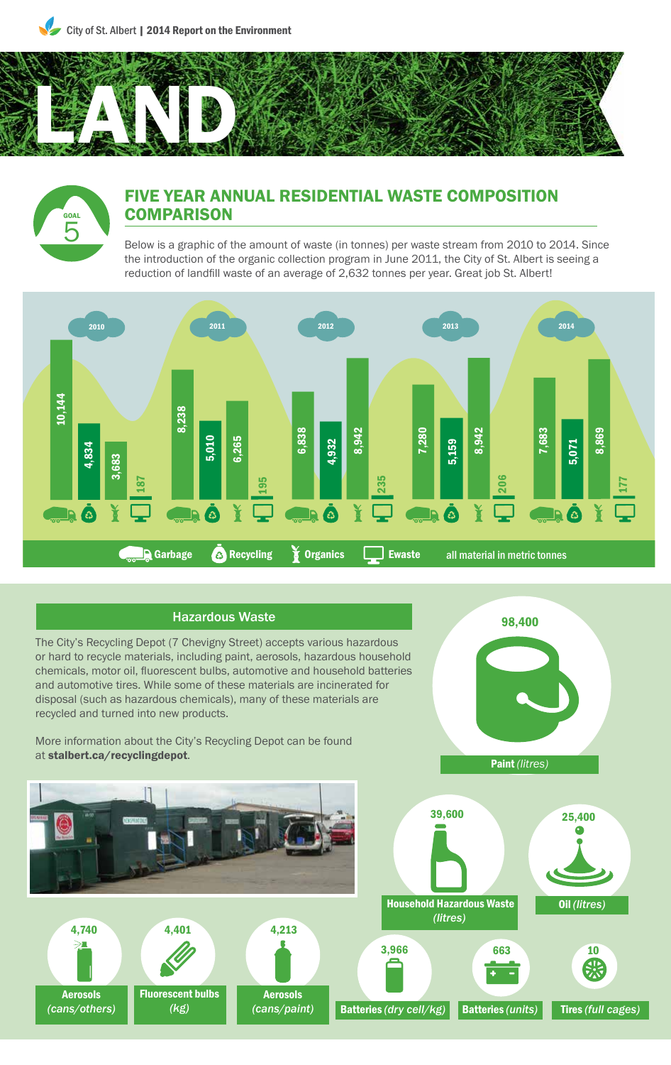# LAND

GOAL 5

## FIVE YEAR ANNUAL RESIDENTIAL WASTE COMPOSITION COMPARISON

Below is a graphic of the amount of waste (in tonnes) per waste stream from 2010 to 2014. Since the introduction of the organic collection program in June 2011, the City of St. Albert is seeing a reduction of landfill waste of an average of 2,632 tonnes per year. Great job St. Albert!

| Year | Garbage | Recycling | Organics | Ewaste |
|---|---|---|---|---|
| 2010 | 10,144 | 4,834 | 3,683 | 187 |
| 2011 | 8,238 | 5,010 | 6,265 | 195 |
| 2012 | 6,838 | 4,932 | 8,942 | 235 |
| 2013 | 7,280 | 5,159 | 8,942 | 206 |
| 2014 | 7,683 | 5,071 | 8,869 | 177 |

all material in metric tonnes

### Hazardous Waste

The City's Recycling Depot (7 Chevigny Street) accepts various hazardous or hard to recycle materials, including paint, aerosols, hazardous household chemicals, motor oil, fluorescent bulbs, automotive and household batteries and automotive tires. While some of these materials are incinerated for disposal (such as hazardous chemicals), many of these materials are recycled and turned into new products.

More information about the City's Recycling Depot can be found at **stalbert.ca/recyclingdepot**.

| Material | Amount |
|---|---|
| **Paint** *(litres)* | 98,400 |
| **Household Hazardous Waste** *(litres)* | 39,600 |
| **Oil** *(litres)* | 25,400 |
| **Aerosols** *(cans/others)* | 4,740 |
| **Fluorescent bulbs** *(kg)* | 4,401 |
| **Aerosols** *(cans/paint)* | 4,213 |
| **Batteries** *(dry cell/kg)* | 3,966 |
| **Batteries** *(units)* | 663 |
| **Tires** *(full cages)* | 10 |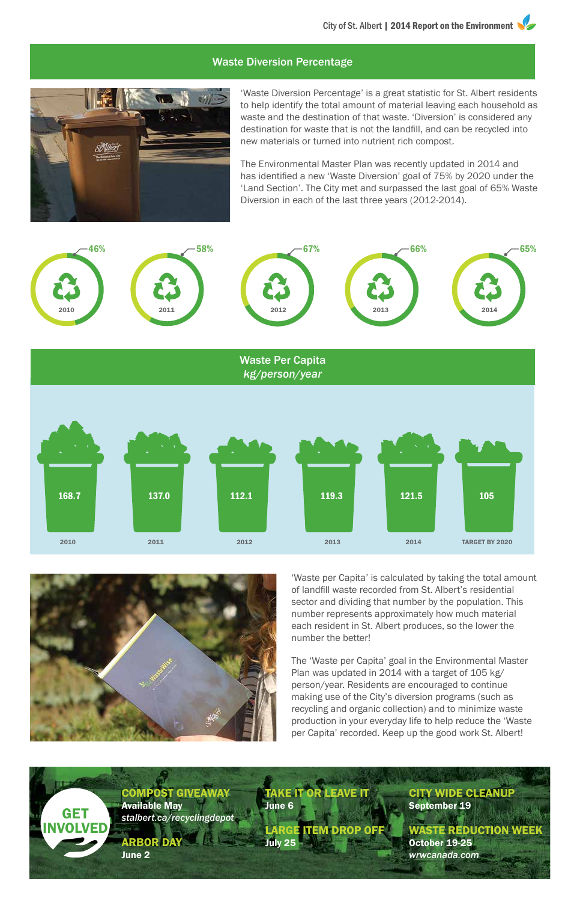## Waste Diversion Percentage

'Waste Diversion Percentage' is a great statistic for St. Albert residents to help identify the total amount of material leaving each household as waste and the destination of that waste. 'Diversion' is considered any destination for waste that is not the landfill, and can be recycled into new materials or turned into nutrient rich compost.

The Environmental Master Plan was recently updated in 2014 and has identified a new 'Waste Diversion' goal of 75% by 2020 under the 'Land Section'. The City met and surpassed the last goal of 65% Waste Diversion in each of the last three years (2012-2014).

| 2010 | 2011 | 2012 | 2013 | 2014 |
|---|---|---|---|---|
| 46% | 58% | 67% | 66% | 65% |

## Waste Per Capita

*kg/person/year*

| 2010 | 2011 | 2012 | 2013 | 2014 | TARGET BY 2020 |
|---|---|---|---|---|---|
| 168.7 | 137.0 | 112.1 | 119.3 | 121.5 | 105 |

'Waste per Capita' is calculated by taking the total amount of landfill waste recorded from St. Albert's residential sector and dividing that number by the population. This number represents approximately how much material each resident in St. Albert produces, so the lower the number the better!

The 'Waste per Capita' goal in the Environmental Master Plan was updated in 2014 with a target of 105 kg/person/year. Residents are encouraged to continue making use of the City's diversion programs (such as recycling and organic collection) and to minimize waste production in your everyday life to help reduce the 'Waste per Capita' recorded. Keep up the good work St. Albert!

## GET INVOLVED

**COMPOST GIVEAWAY**
**Available May**
*stalbert.ca/recyclingdepot*

**ARBOR DAY**
**June 2**

**TAKE IT OR LEAVE IT**
**June 6**

**LARGE ITEM DROP OFF**
**July 25**

**CITY WIDE CLEANUP**
**September 19**

**WASTE REDUCTION WEEK**
**October 19-25**
*wrwcanada.com*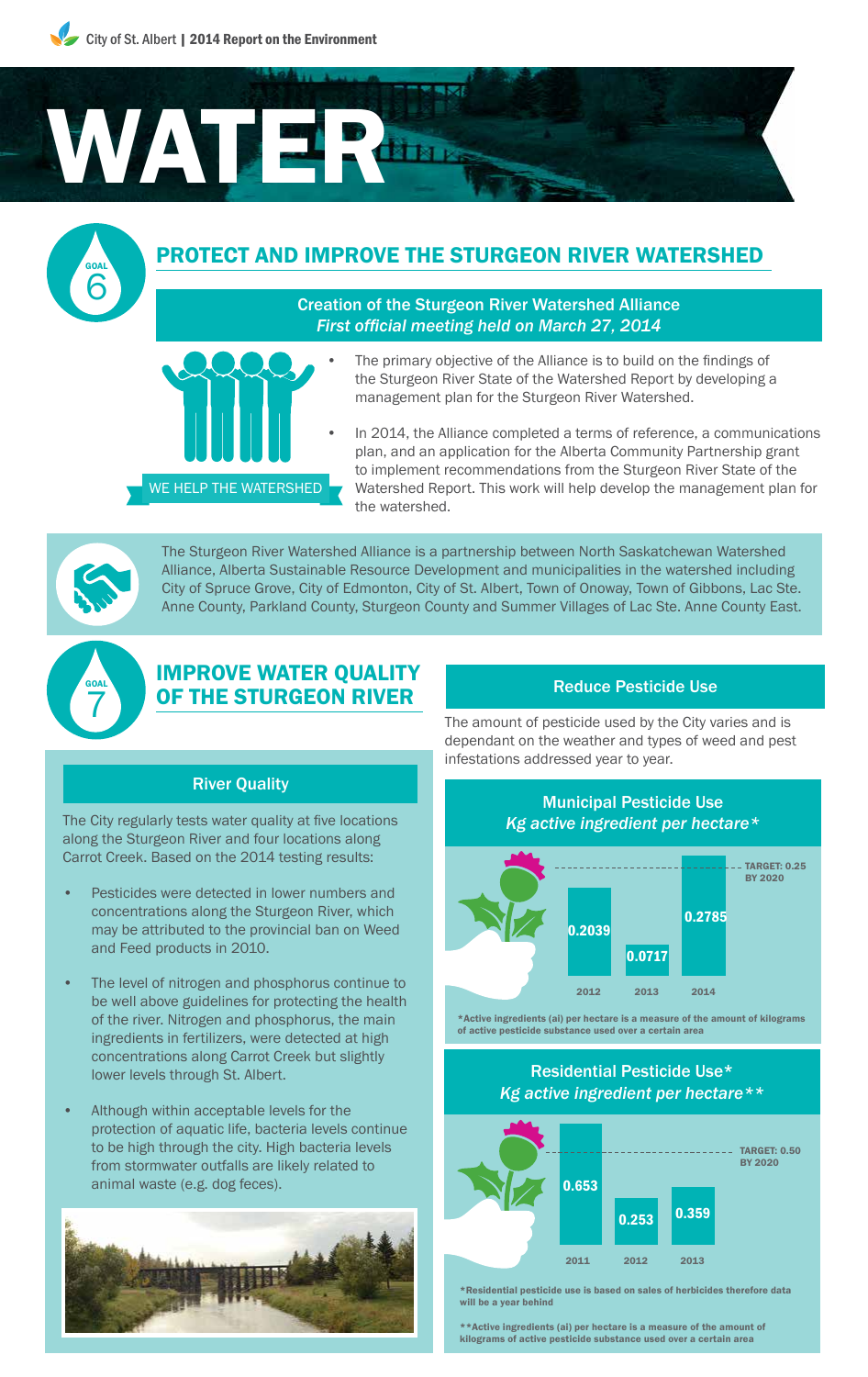# WATER

## GOAL 6

## PROTECT AND IMPROVE THE STURGEON RIVER WATERSHED

**Creation of the Sturgeon River Watershed Alliance**
*First official meeting held on March 27, 2014*

WE HELP THE WATERSHED

- The primary objective of the Alliance is to build on the findings of the Sturgeon River State of the Watershed Report by developing a management plan for the Sturgeon River Watershed.
- In 2014, the Alliance completed a terms of reference, a communications plan, and an application for the Alberta Community Partnership grant to implement recommendations from the Sturgeon River State of the Watershed Report. This work will help develop the management plan for the watershed.

The Sturgeon River Watershed Alliance is a partnership between North Saskatchewan Watershed Alliance, Alberta Sustainable Resource Development and municipalities in the watershed including City of Spruce Grove, City of Edmonton, City of St. Albert, Town of Onoway, Town of Gibbons, Lac Ste. Anne County, Parkland County, Sturgeon County and Summer Villages of Lac Ste. Anne County East.

## GOAL 7

## IMPROVE WATER QUALITY OF THE STURGEON RIVER

### River Quality

The City regularly tests water quality at five locations along the Sturgeon River and four locations along Carrot Creek. Based on the 2014 testing results:

- Pesticides were detected in lower numbers and concentrations along the Sturgeon River, which may be attributed to the provincial ban on Weed and Feed products in 2010.
- The level of nitrogen and phosphorus continue to be well above guidelines for protecting the health of the river. Nitrogen and phosphorus, the main ingredients in fertilizers, were detected at high concentrations along Carrot Creek but slightly lower levels through St. Albert.
- Although within acceptable levels for the protection of aquatic life, bacteria levels continue to be high through the city. High bacteria levels from stormwater outfalls are likely related to animal waste (e.g. dog feces).

### Reduce Pesticide Use

The amount of pesticide used by the City varies and is dependant on the weather and types of weed and pest infestations addressed year to year.

**Municipal Pesticide Use**
*Kg active ingredient per hectare**

| Year | Kg active ingredient per hectare |
|---|---|
| 2012 | 0.2039 |
| 2013 | 0.0717 |
| 2014 | 0.2785 |

TARGET: 0.25 BY 2020

*Active ingredients (ai) per hectare is a measure of the amount of kilograms of active pesticide substance used over a certain area

**Residential Pesticide Use***
*Kg active ingredient per hectare***

| Year | Kg active ingredient per hectare |
|---|---|
| 2011 | 0.653 |
| 2012 | 0.253 |
| 2013 | 0.359 |

TARGET: 0.50 BY 2020

*Residential pesticide use is based on sales of herbicides therefore data will be a year behind

**Active ingredients (ai) per hectare is a measure of the amount of kilograms of active pesticide substance used over a certain area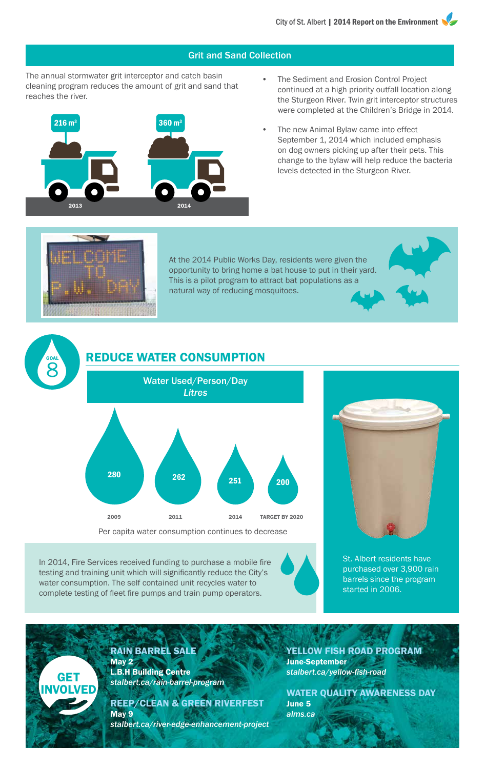## Grit and Sand Collection

The annual stormwater grit interceptor and catch basin cleaning program reduces the amount of grit and sand that reaches the river.

| Year | Grit and Sand Collected |
|---|---|
| 2013 | 216 $m^3$ |
| 2014 | 360 $m^3$ |

- The Sediment and Erosion Control Project continued at a high priority outfall location along the Sturgeon River. Twin grit interceptor structures were completed at the Children's Bridge in 2014.
- The new Animal Bylaw came into effect September 1, 2014 which included emphasis on dog owners picking up after their pets. This change to the bylaw will help reduce the bacteria levels detected in the Sturgeon River.

WELCOME TO P.W. DAY

At the 2014 Public Works Day, residents were given the opportunity to bring home a bat house to put in their yard. This is a pilot program to attract bat populations as a natural way of reducing mosquitoes.

GOAL 8

## REDUCE WATER CONSUMPTION

**Water Used/Person/Day**
*Litres*

| 2009 | 2011 | 2014 | TARGET BY 2020 |
|---|---|---|---|
| 280 | 262 | 251 | 200 |

Per capita water consumption continues to decrease

In 2014, Fire Services received funding to purchase a mobile fire testing and training unit which will significantly reduce the City's water consumption. The self contained unit recycles water to complete testing of fleet fire pumps and train pump operators.

St. Albert residents have purchased over 3,900 rain barrels since the program started in 2006.

## GET INVOLVED

### RAIN BARREL SALE
**May 2**
**L.B.H Building Centre**
*stalbert.ca/rain-barrel-program*

### REEP/CLEAN & GREEN RIVERFEST
**May 9**
*stalbert.ca/river-edge-enhancement-project*

### YELLOW FISH ROAD PROGRAM
**June-September**
*stalbert.ca/yellow-fish-road*

### WATER QUALITY AWARENESS DAY
**June 5**
*alms.ca*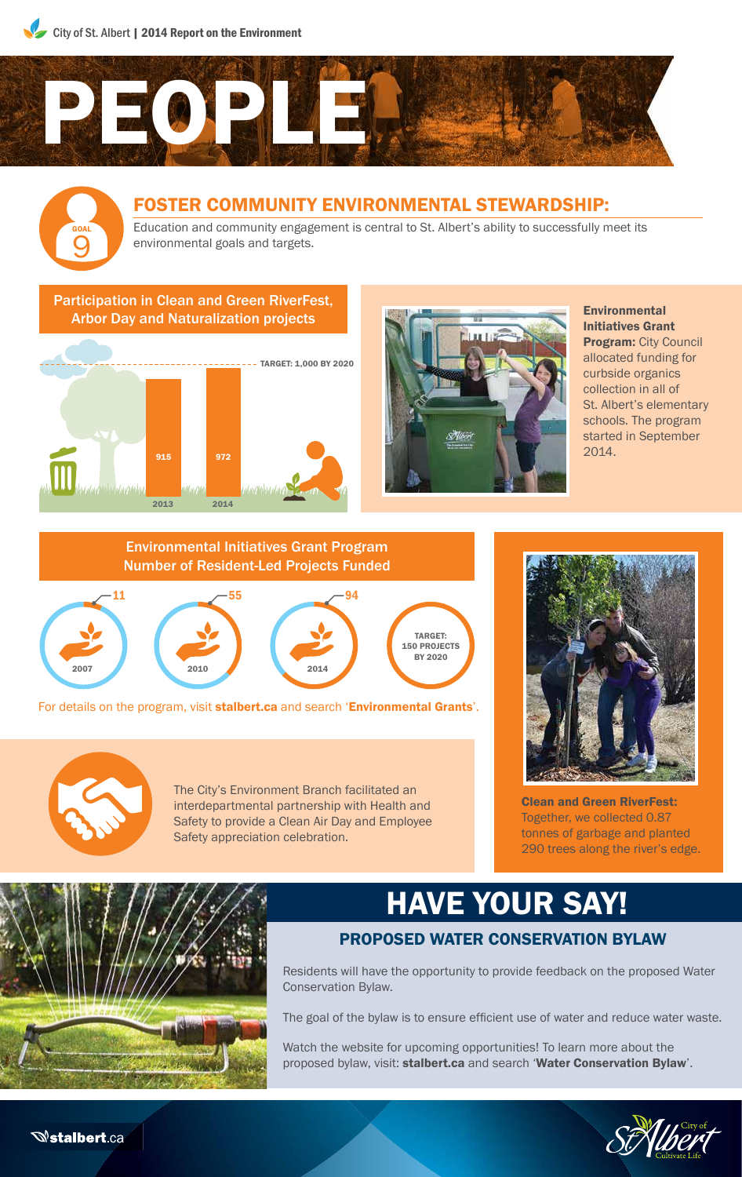# PEOPLE

## FOSTER COMMUNITY ENVIRONMENTAL STEWARDSHIP:

GOAL 9

Education and community engagement is central to St. Albert's ability to successfully meet its environmental goals and targets.

### Participation in Clean and Green RiverFest, Arbor Day and Naturalization projects

TARGET: 1,000 BY 2020

915
2013

972
2014

**Environmental Initiatives Grant Program:** City Council allocated funding for curbside organics collection in all of St. Albert's elementary schools. The program started in September 2014.

### Environmental Initiatives Grant Program Number of Resident-Led Projects Funded

11
2007

55
2010

94
2014

TARGET: 150 PROJECTS BY 2020

For details on the program, visit **stalbert.ca** and search '**Environmental Grants**'.

The City's Environment Branch facilitated an interdepartmental partnership with Health and Safety to provide a Clean Air Day and Employee Safety appreciation celebration.

**Clean and Green RiverFest:** Together, we collected 0.87 tonnes of garbage and planted 290 trees along the river's edge.

## HAVE YOUR SAY!

### PROPOSED WATER CONSERVATION BYLAW

Residents will have the opportunity to provide feedback on the proposed Water Conservation Bylaw.

The goal of the bylaw is to ensure efficient use of water and reduce water waste.

Watch the website for upcoming opportunities! To learn more about the proposed bylaw, visit: **stalbert.ca** and search '**Water Conservation Bylaw**'.